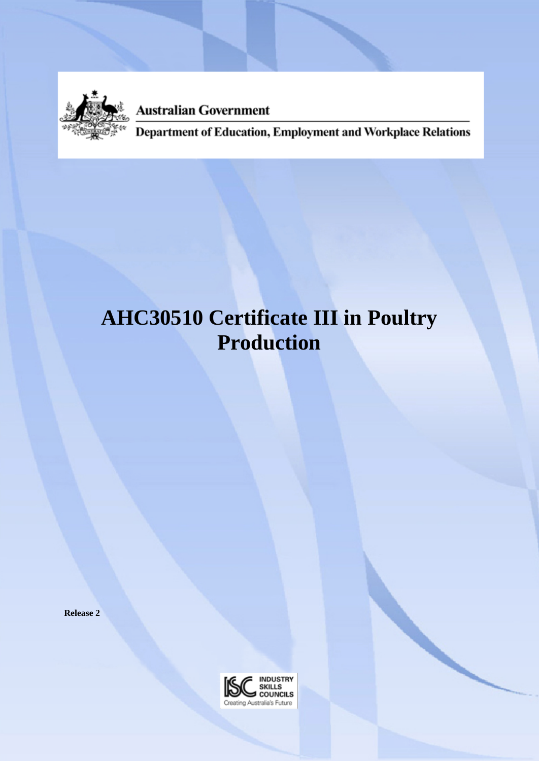Australian Government

Department of Education, Employment and Workplace Relations

# AHC30510 Certificate III in Poultry Production

**Release 2**

INDUSTRY SKILLS COUNCILS

Creating Australia's Future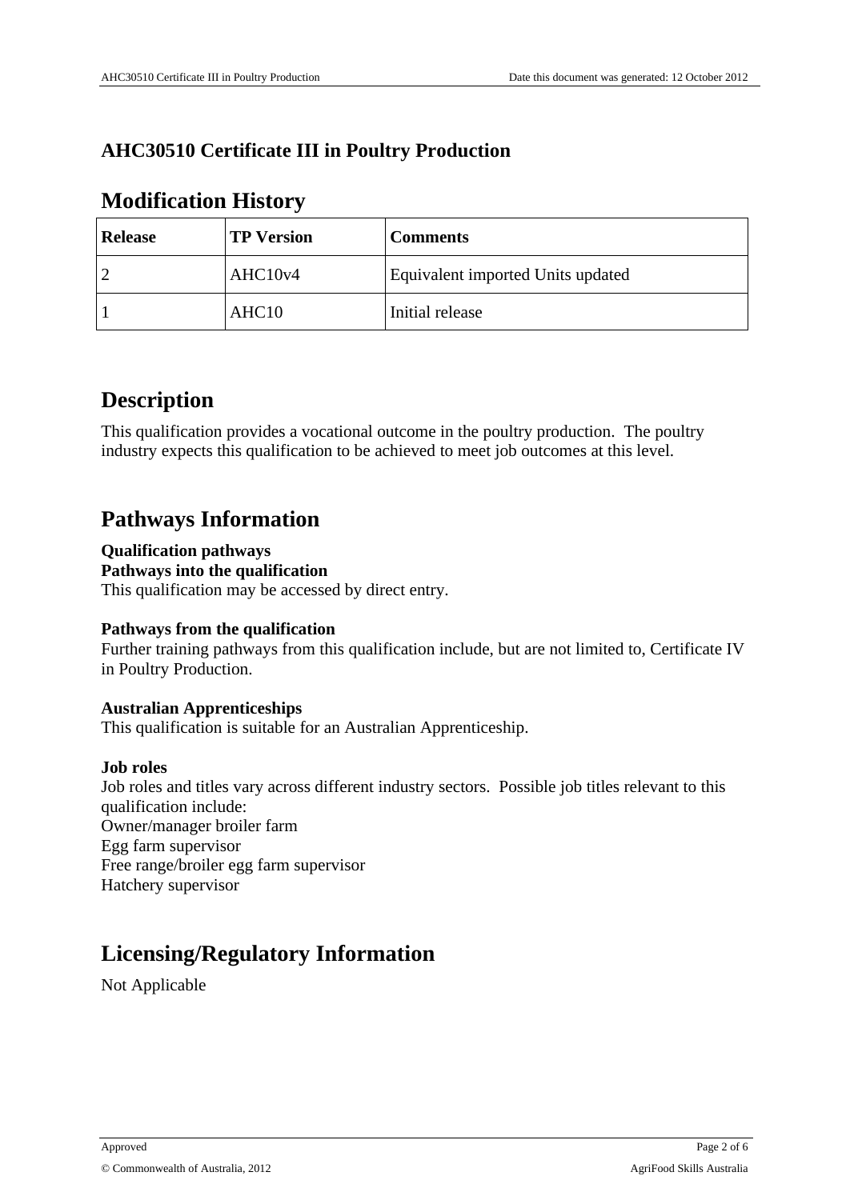# AHC30510 Certificate III in Poultry Production

## Modification History

| Release | TP Version | Comments |
|---|---|---|
| 2 | AHC10v4 | Equivalent imported Units updated |
| 1 | AHC10 | Initial release |

## Description

This qualification provides a vocational outcome in the poultry production.  The poultry industry expects this qualification to be achieved to meet job outcomes at this level.

## Pathways Information

**Qualification pathways**
**Pathways into the qualification**
This qualification may be accessed by direct entry.

**Pathways from the qualification**
Further training pathways from this qualification include, but are not limited to, Certificate IV in Poultry Production.

**Australian Apprenticeships**
This qualification is suitable for an Australian Apprenticeship.

**Job roles**
Job roles and titles vary across different industry sectors.  Possible job titles relevant to this qualification include:
Owner/manager broiler farm
Egg farm supervisor
Free range/broiler egg farm supervisor
Hatchery supervisor

## Licensing/Regulatory Information

Not Applicable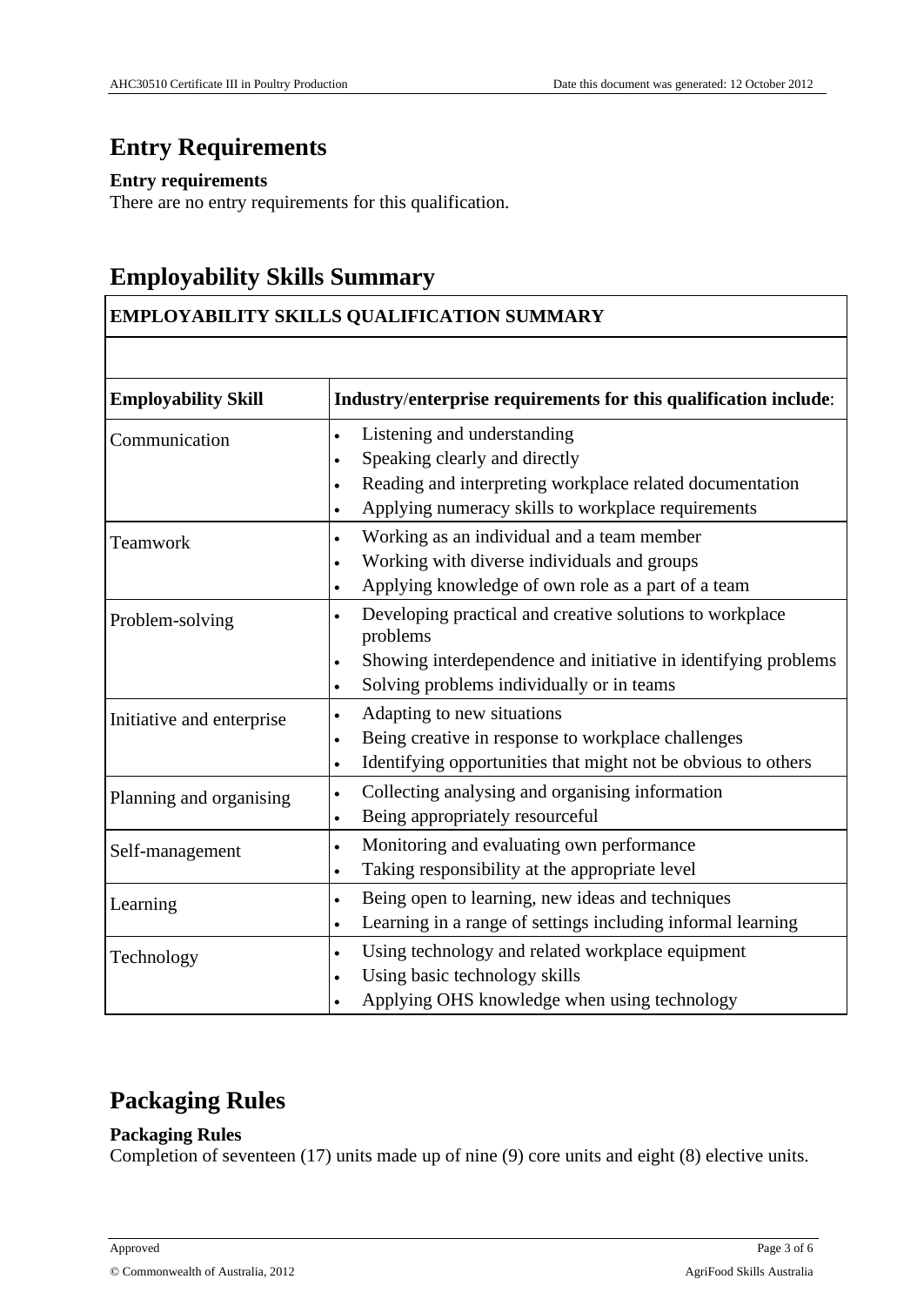## Entry Requirements

**Entry requirements**

There are no entry requirements for this qualification.

## Employability Skills Summary

| EMPLOYABILITY SKILLS QUALIFICATION SUMMARY | |
|---|---|
| | |
| **Employability Skill** | **Industry/enterprise requirements for this qualification include**: |
| Communication | • Listening and understanding<br>• Speaking clearly and directly<br>• Reading and interpreting workplace related documentation<br>• Applying numeracy skills to workplace requirements |
| Teamwork | • Working as an individual and a team member<br>• Working with diverse individuals and groups<br>• Applying knowledge of own role as a part of a team |
| Problem-solving | • Developing practical and creative solutions to workplace problems<br>• Showing interdependence and initiative in identifying problems<br>• Solving problems individually or in teams |
| Initiative and enterprise | • Adapting to new situations<br>• Being creative in response to workplace challenges<br>• Identifying opportunities that might not be obvious to others |
| Planning and organising | • Collecting analysing and organising information<br>• Being appropriately resourceful |
| Self-management | • Monitoring and evaluating own performance<br>• Taking responsibility at the appropriate level |
| Learning | • Being open to learning, new ideas and techniques<br>• Learning in a range of settings including informal learning |
| Technology | • Using technology and related workplace equipment<br>• Using basic technology skills<br>• Applying OHS knowledge when using technology |

## Packaging Rules

**Packaging Rules**

Completion of seventeen (17) units made up of nine (9) core units and eight (8) elective units.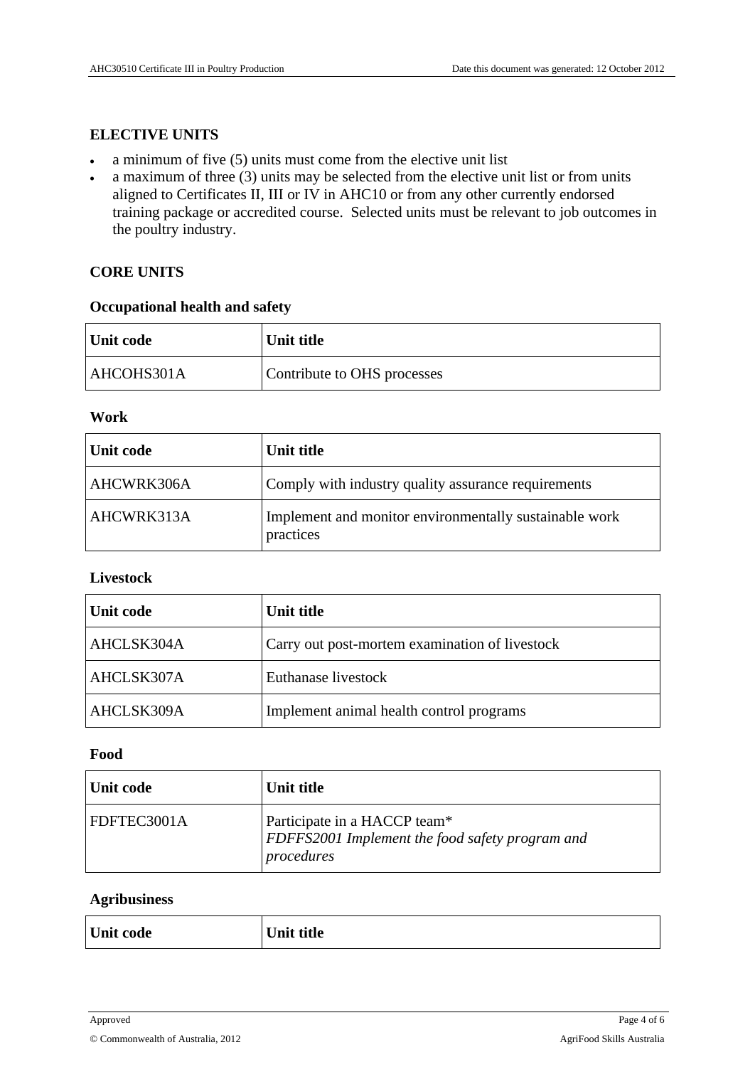## ELECTIVE UNITS

- a minimum of five (5) units must come from the elective unit list
- a maximum of three (3) units may be selected from the elective unit list or from units aligned to Certificates II, III or IV in AHC10 or from any other currently endorsed training package or accredited course. Selected units must be relevant to job outcomes in the poultry industry.

## CORE UNITS

### Occupational health and safety

| Unit code | Unit title |
|---|---|
| AHCOHS301A | Contribute to OHS processes |

### Work

| Unit code | Unit title |
|---|---|
| AHCWRK306A | Comply with industry quality assurance requirements |
| AHCWRK313A | Implement and monitor environmentally sustainable work practices |

### Livestock

| Unit code | Unit title |
|---|---|
| AHCLSK304A | Carry out post-mortem examination of livestock |
| AHCLSK307A | Euthanase livestock |
| AHCLSK309A | Implement animal health control programs |

### Food

| Unit code | Unit title |
|---|---|
| FDFTEC3001A | Participate in a HACCP team* *FDFFS2001 Implement the food safety program and procedures* |

### Agribusiness

| Unit code | Unit title |
|---|---|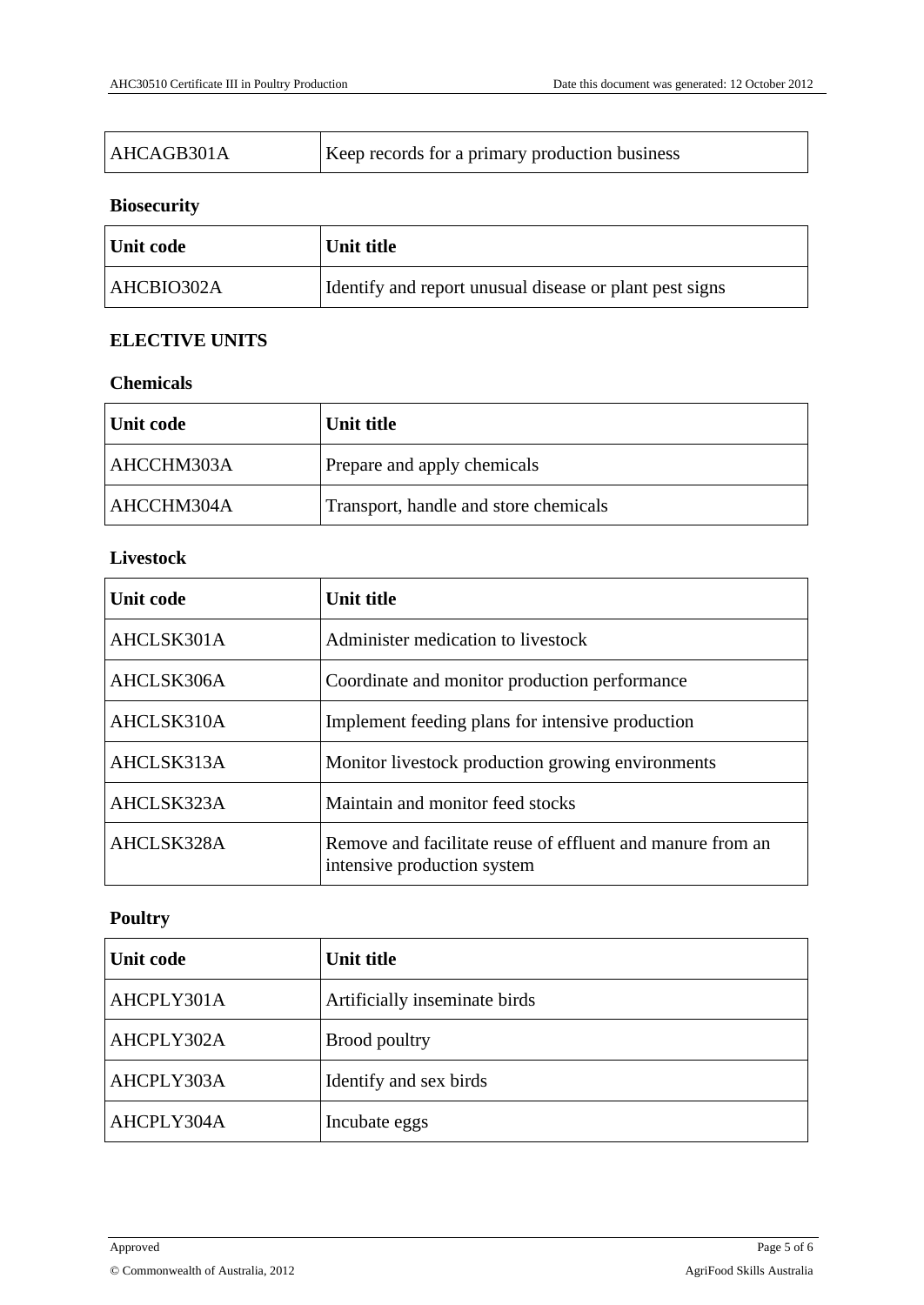| AHCAGB301A | Keep records for a primary production business |
|---|---|

**Biosecurity**

| Unit code | Unit title |
|---|---|
| AHCBIO302A | Identify and report unusual disease or plant pest signs |

**ELECTIVE UNITS**

**Chemicals**

| Unit code | Unit title |
|---|---|
| AHCCHM303A | Prepare and apply chemicals |
| AHCCHM304A | Transport, handle and store chemicals |

**Livestock**

| Unit code | Unit title |
|---|---|
| AHCLSK301A | Administer medication to livestock |
| AHCLSK306A | Coordinate and monitor production performance |
| AHCLSK310A | Implement feeding plans for intensive production |
| AHCLSK313A | Monitor livestock production growing environments |
| AHCLSK323A | Maintain and monitor feed stocks |
| AHCLSK328A | Remove and facilitate reuse of effluent and manure from an intensive production system |

**Poultry**

| Unit code | Unit title |
|---|---|
| AHCPLY301A | Artificially inseminate birds |
| AHCPLY302A | Brood poultry |
| AHCPLY303A | Identify and sex birds |
| AHCPLY304A | Incubate eggs |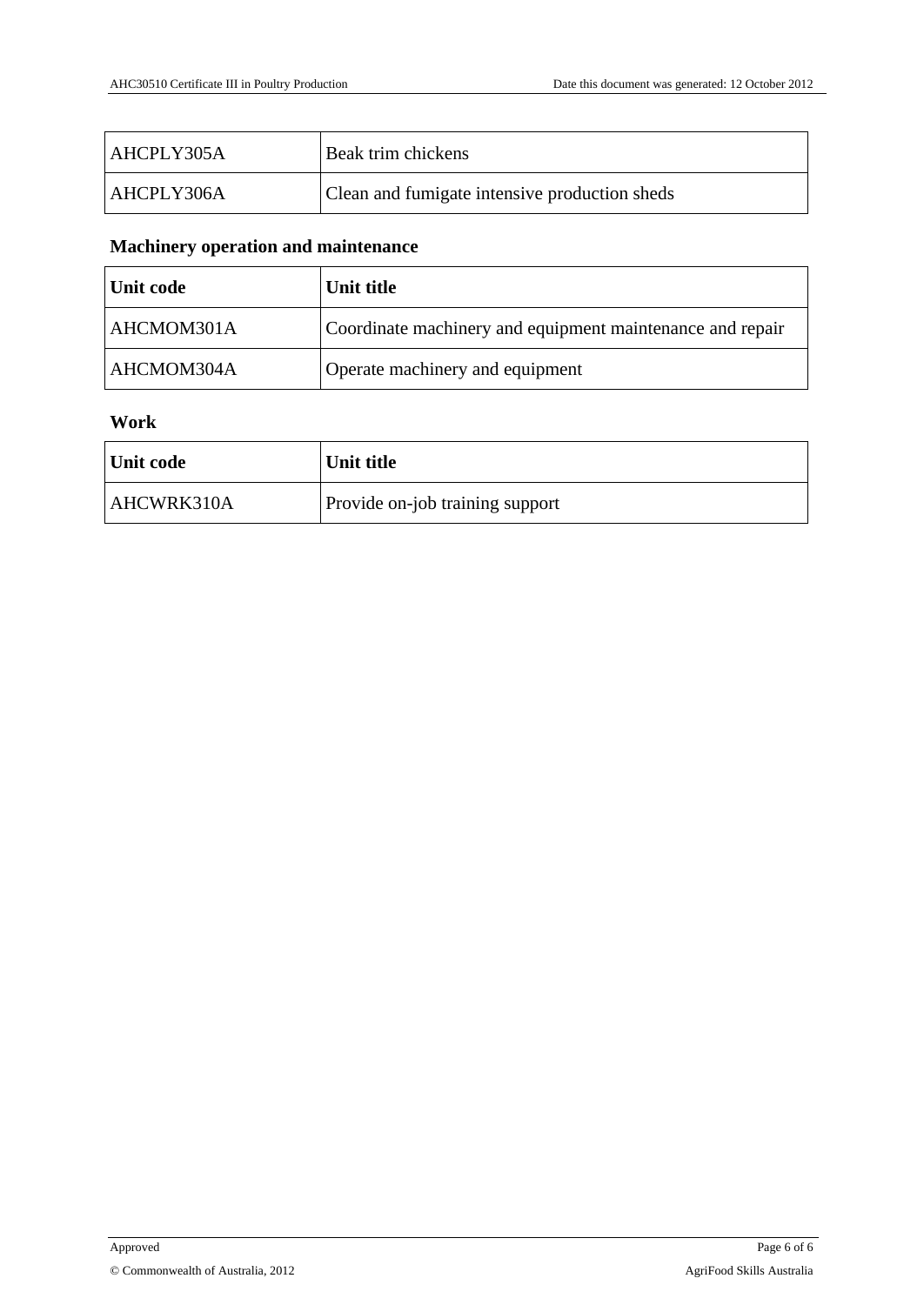| | |
|---|---|
| AHCPLY305A | Beak trim chickens |
| AHCPLY306A | Clean and fumigate intensive production sheds |

**Machinery operation and maintenance**

| Unit code | Unit title |
|---|---|
| AHCMOM301A | Coordinate machinery and equipment maintenance and repair |
| AHCMOM304A | Operate machinery and equipment |

**Work**

| Unit code | Unit title |
|---|---|
| AHCWRK310A | Provide on-job training support |